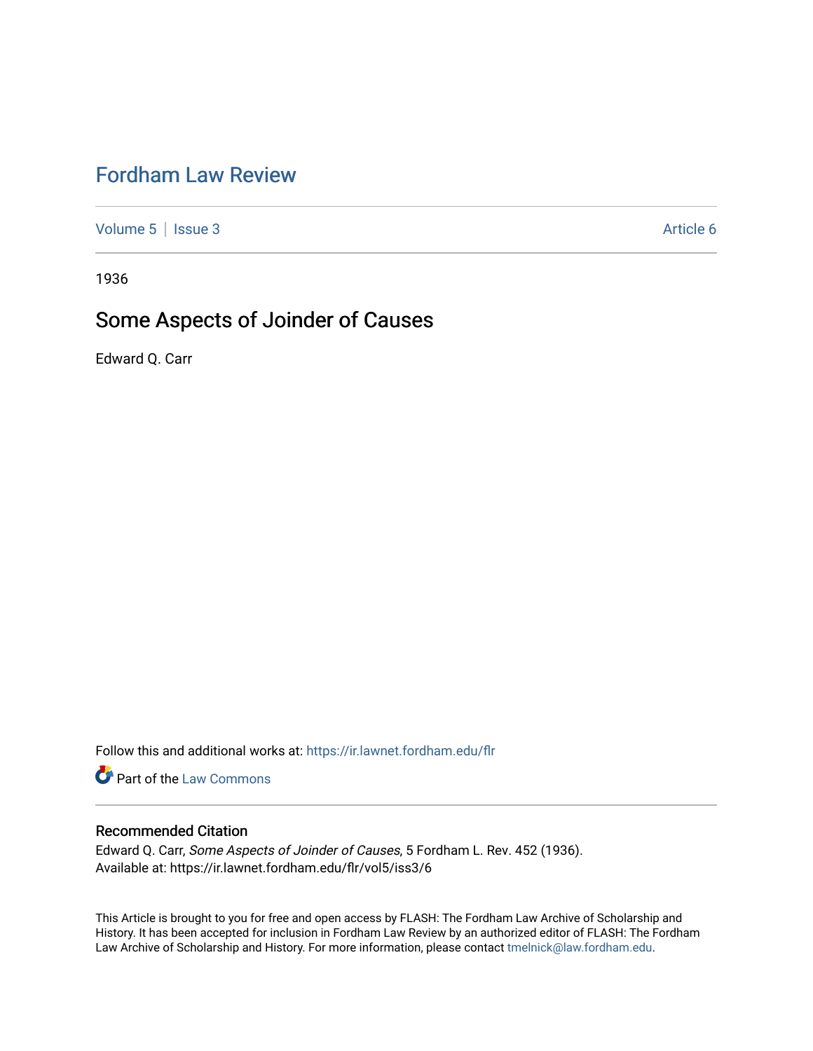# Fordham Law Review

Volume 5 | Issue 3 Article 6

1936

## Some Aspects of Joinder of Causes

Edward Q. Carr

Follow this and additional works at: https://ir.lawnet.fordham.edu/flr

Part of the Law Commons

### Recommended Citation

Edward Q. Carr, *Some Aspects of Joinder of Causes*, 5 Fordham L. Rev. 452 (1936).
Available at: https://ir.lawnet.fordham.edu/flr/vol5/iss3/6

This Article is brought to you for free and open access by FLASH: The Fordham Law Archive of Scholarship and History. It has been accepted for inclusion in Fordham Law Review by an authorized editor of FLASH: The Fordham Law Archive of Scholarship and History. For more information, please contact tmelnick@law.fordham.edu.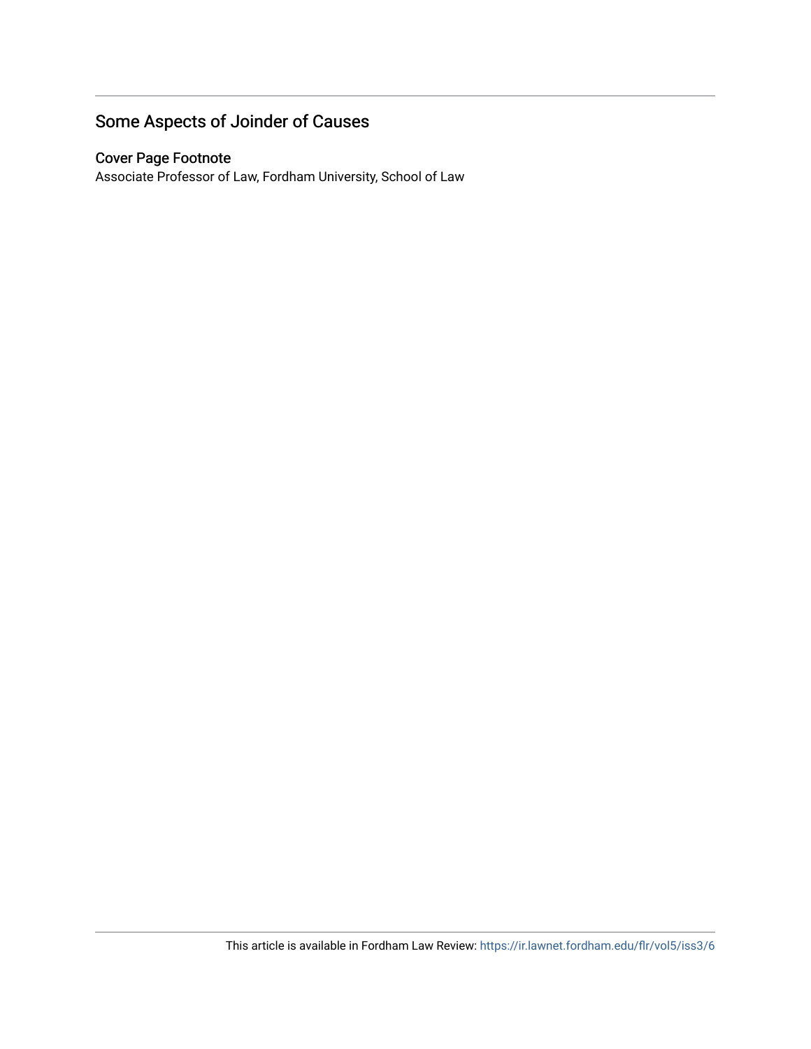## Some Aspects of Joinder of Causes

### Cover Page Footnote

Associate Professor of Law, Fordham University, School of Law

This article is available in Fordham Law Review: https://ir.lawnet.fordham.edu/flr/vol5/iss3/6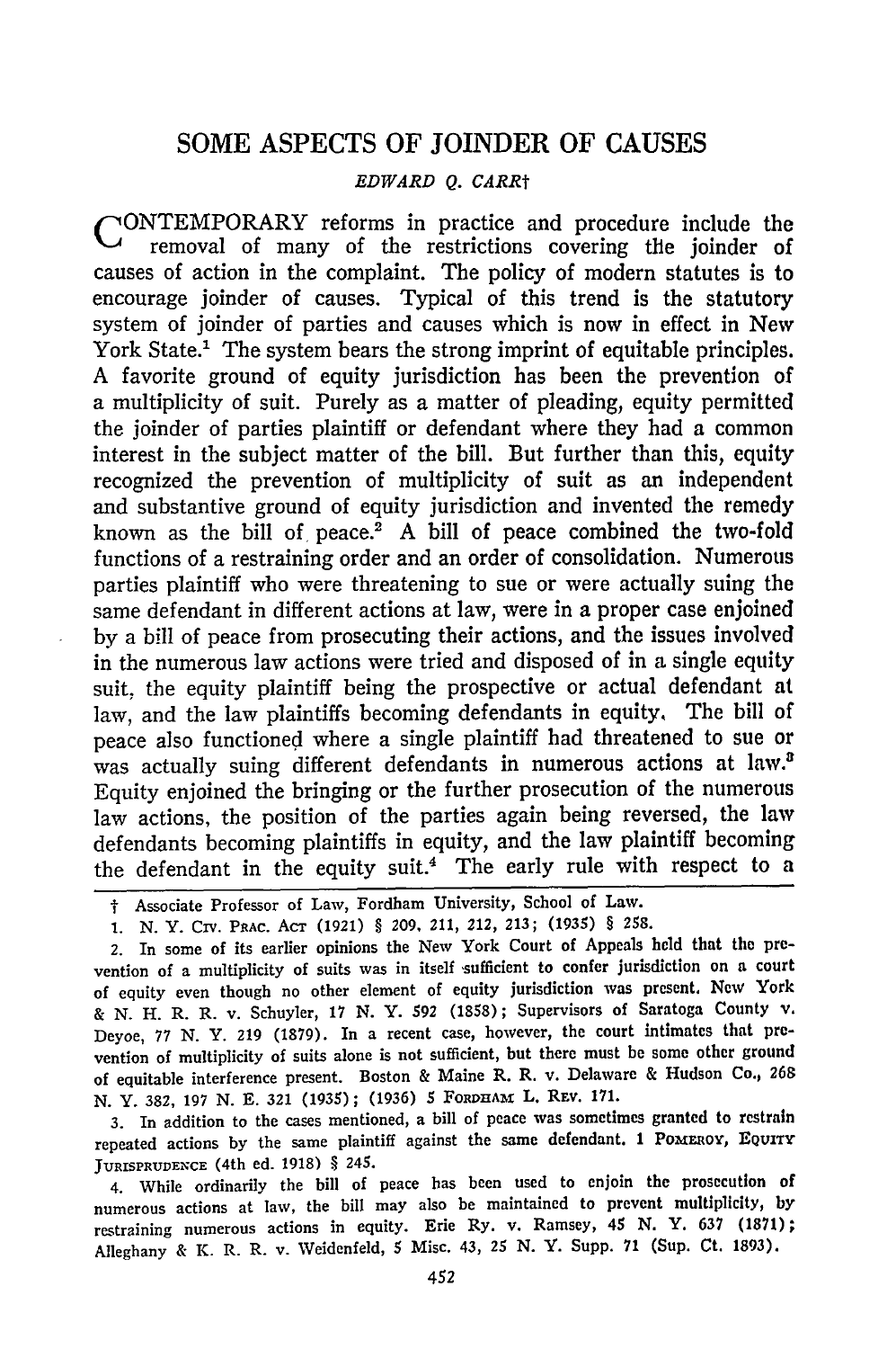# SOME ASPECTS OF JOINDER OF CAUSES

*EDWARD Q. CARR*†

CONTEMPORARY reforms in practice and procedure include the removal of many of the restrictions covering the joinder of causes of action in the complaint. The policy of modern statutes is to encourage joinder of causes. Typical of this trend is the statutory system of joinder of parties and causes which is now in effect in New York State.[1] The system bears the strong imprint of equitable principles. A favorite ground of equity jurisdiction has been the prevention of a multiplicity of suit. Purely as a matter of pleading, equity permitted the joinder of parties plaintiff or defendant where they had a common interest in the subject matter of the bill. But further than this, equity recognized the prevention of multiplicity of suit as an independent and substantive ground of equity jurisdiction and invented the remedy known as the bill of peace.[2] A bill of peace combined the two-fold functions of a restraining order and an order of consolidation. Numerous parties plaintiff who were threatening to sue or were actually suing the same defendant in different actions at law, were in a proper case enjoined by a bill of peace from prosecuting their actions, and the issues involved in the numerous law actions were tried and disposed of in a single equity suit, the equity plaintiff being the prospective or actual defendant at law, and the law plaintiffs becoming defendants in equity. The bill of peace also functioned where a single plaintiff had threatened to sue or was actually suing different defendants in numerous actions at law.[3] Equity enjoined the bringing or the further prosecution of the numerous law actions, the position of the parties again being reversed, the law defendants becoming plaintiffs in equity, and the law plaintiff becoming the defendant in the equity suit.[4] The early rule with respect to a

---

† Associate Professor of Law, Fordham University, School of Law.

1. N. Y. Civ. Prac. Act (1921) § 209, 211, 212, 213; (1935) § 258.

2. In some of its earlier opinions the New York Court of Appeals held that the prevention of a multiplicity of suits was in itself sufficient to confer jurisdiction on a court of equity even though no other element of equity jurisdiction was present. New York & N. H. R. R. v. Schuyler, 17 N. Y. 592 (1858); Supervisors of Saratoga County v. Deyoe, 77 N. Y. 219 (1879). In a recent case, however, the court intimates that prevention of multiplicity of suits alone is not sufficient, but there must be some other ground of equitable interference present. Boston & Maine R. R. v. Delaware & Hudson Co., 268 N. Y. 382, 197 N. E. 321 (1935); (1936) 5 Fordham L. Rev. 171.

3. In addition to the cases mentioned, a bill of peace was sometimes granted to restrain repeated actions by the same plaintiff against the same defendant. 1 Pomeroy, Equity Jurisprudence (4th ed. 1918) § 245.

4. While ordinarily the bill of peace has been used to enjoin the prosecution of numerous actions at law, the bill may also be maintained to prevent multiplicity, by restraining numerous actions in equity. Erie Ry. v. Ramsey, 45 N. Y. 637 (1871); Alleghany & K. R. R. v. Weidenfeld, 5 Misc. 43, 25 N. Y. Supp. 71 (Sup. Ct. 1893).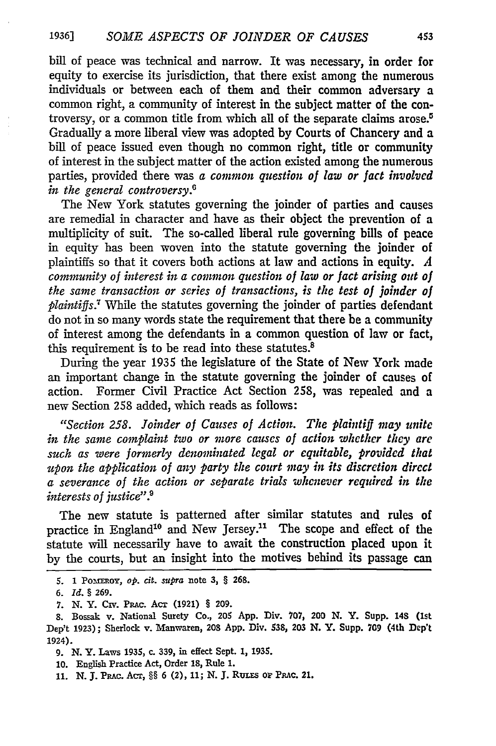bill of peace was technical and narrow. It was necessary, in order for equity to exercise its jurisdiction, that there exist among the numerous individuals or between each of them and their common adversary a common right, a community of interest in the subject matter of the controversy, or a common title from which all of the separate claims arose.[5] Gradually a more liberal view was adopted by Courts of Chancery and a bill of peace issued even though no common right, title or community of interest in the subject matter of the action existed among the numerous parties, provided there was *a common question of law or fact involved in the general controversy*.[6]

The New York statutes governing the joinder of parties and causes are remedial in character and have as their object the prevention of a multiplicity of suit. The so-called liberal rule governing bills of peace in equity has been woven into the statute governing the joinder of plaintiffs so that it covers both actions at law and actions in equity. *A community of interest in a common question of law or fact arising out of the same transaction or series of transactions, is the test of joinder of plaintiffs.*[7] While the statutes governing the joinder of parties defendant do not in so many words state the requirement that there be a community of interest among the defendants in a common question of law or fact, this requirement is to be read into these statutes.[8]

During the year 1935 the legislature of the State of New York made an important change in the statute governing the joinder of causes of action. Former Civil Practice Act Section 258, was repealed and a new Section 258 added, which reads as follows:

*"Section 258. Joinder of Causes of Action. The plaintiff may unite in the same complaint two or more causes of action whether they are such as were formerly denominated legal or equitable, provided that upon the application of any party the court may in its discretion direct a severance of the action or separate trials whenever required in the interests of justice".*[9]

The new statute is patterned after similar statutes and rules of practice in England[10] and New Jersey.[11] The scope and effect of the statute will necessarily have to await the construction placed upon it by the courts, but an insight into the motives behind its passage can

---

5. 1 POMEROY, *op. cit. supra* note 3, § 268.

6. *Id.* § 269.

7. N. Y. CIV. PRAC. ACT (1921) § 209.

8. Bossak v. National Surety Co., 205 App. Div. 707, 200 N. Y. Supp. 148 (1st Dep't 1923); Sherlock v. Manwaren, 208 App. Div. 538, 203 N. Y. Supp. 709 (4th Dep't 1924).

9. N. Y. Laws 1935, c. 339, in effect Sept. 1, 1935.

10. English Practice Act, Order 18, Rule 1.

11. N. J. PRAC. ACT, §§ 6 (2), 11; N. J. RULES OF PRAC. 21.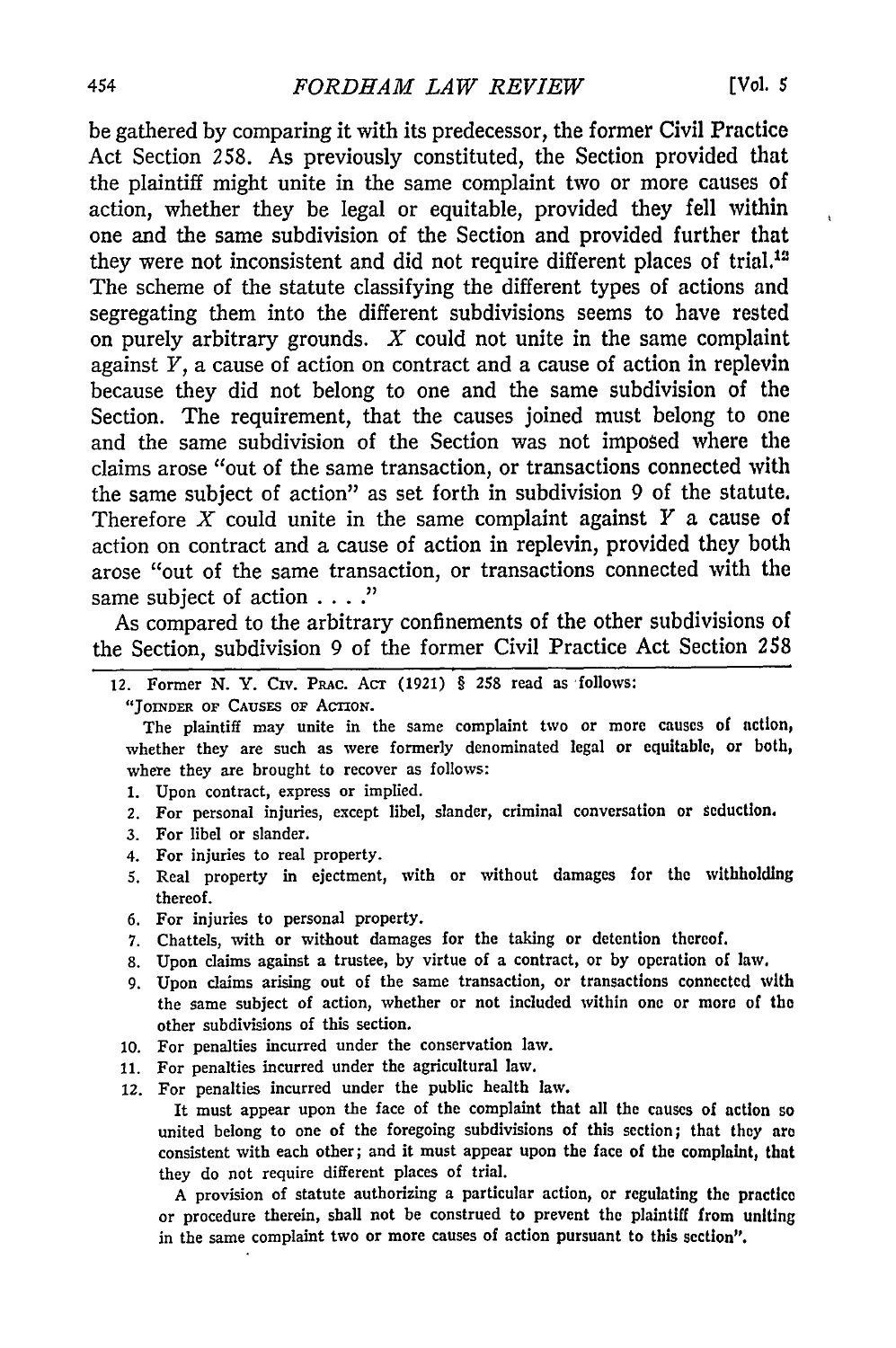be gathered by comparing it with its predecessor, the former Civil Practice Act Section 258. As previously constituted, the Section provided that the plaintiff might unite in the same complaint two or more causes of action, whether they be legal or equitable, provided they fell within one and the same subdivision of the Section and provided further that they were not inconsistent and did not require different places of trial.[12] The scheme of the statute classifying the different types of actions and segregating them into the different subdivisions seems to have rested on purely arbitrary grounds. *X* could not unite in the same complaint against *Y*, a cause of action on contract and a cause of action in replevin because they did not belong to one and the same subdivision of the Section. The requirement, that the causes joined must belong to one and the same subdivision of the Section was not imposed where the claims arose "out of the same transaction, or transactions connected with the same subject of action" as set forth in subdivision 9 of the statute. Therefore *X* could unite in the same complaint against *Y* a cause of action on contract and a cause of action in replevin, provided they both arose "out of the same transaction, or transactions connected with the same subject of action . . . ."

As compared to the arbitrary confinements of the other subdivisions of the Section, subdivision 9 of the former Civil Practice Act Section 258

---

12. Former N. Y. Civ. Prac. Act (1921) § 258 read as follows:

"Joinder of Causes of Action.

The plaintiff may unite in the same complaint two or more causes of action, whether they are such as were formerly denominated legal or equitable, or both, where they are brought to recover as follows:

1. Upon contract, express or implied.
2. For personal injuries, except libel, slander, criminal conversation or seduction.
3. For libel or slander.
4. For injuries to real property.
5. Real property in ejectment, with or without damages for the withholding thereof.
6. For injuries to personal property.
7. Chattels, with or without damages for the taking or detention thereof.
8. Upon claims against a trustee, by virtue of a contract, or by operation of law.
9. Upon claims arising out of the same transaction, or transactions connected with the same subject of action, whether or not included within one or more of the other subdivisions of this section.
10. For penalties incurred under the conservation law.
11. For penalties incurred under the agricultural law.
12. For penalties incurred under the public health law.

It must appear upon the face of the complaint that all the causes of action so united belong to one of the foregoing subdivisions of this section; that they are consistent with each other; and it must appear upon the face of the complaint, that they do not require different places of trial.

A provision of statute authorizing a particular action, or regulating the practice or procedure therein, shall not be construed to prevent the plaintiff from uniting in the same complaint two or more causes of action pursuant to this section".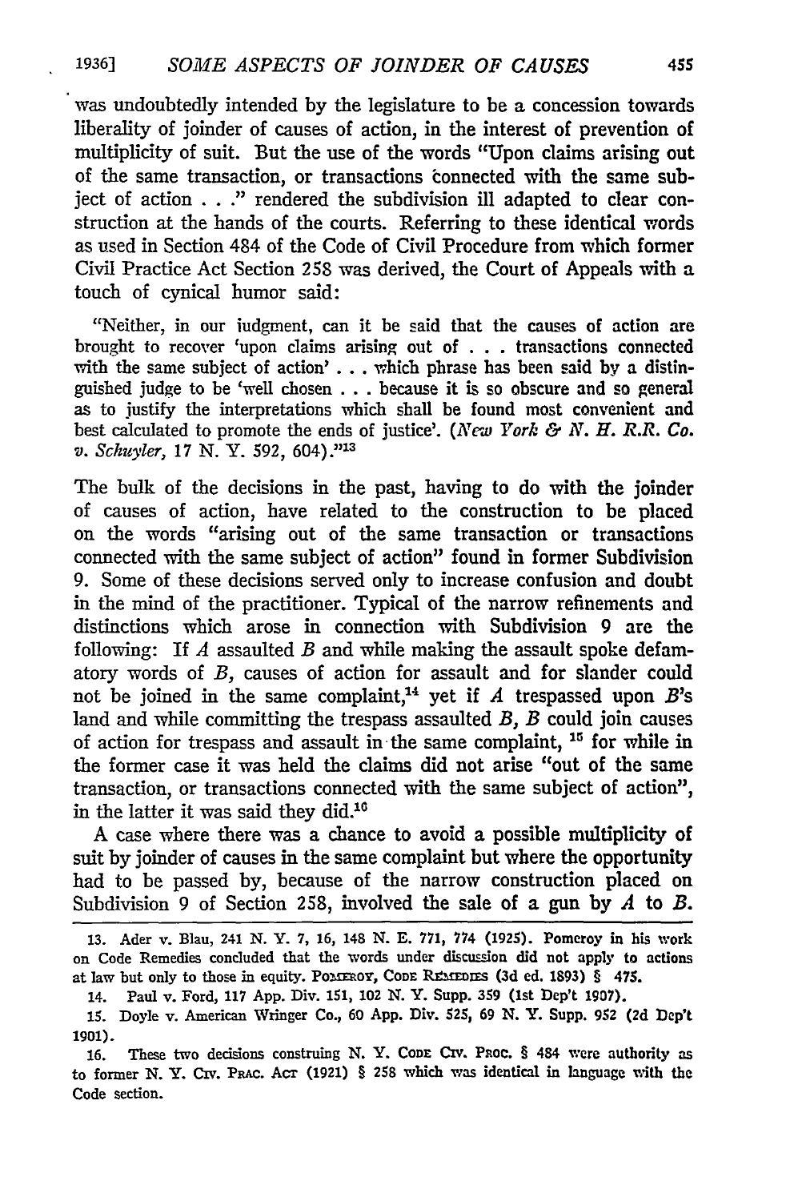was undoubtedly intended by the legislature to be a concession towards liberality of joinder of causes of action, in the interest of prevention of multiplicity of suit. But the use of the words "Upon claims arising out of the same transaction, or transactions connected with the same subject of action . . ." rendered the subdivision ill adapted to clear construction at the hands of the courts. Referring to these identical words as used in Section 484 of the Code of Civil Procedure from which former Civil Practice Act Section 258 was derived, the Court of Appeals with a touch of cynical humor said:

> "Neither, in our judgment, can it be said that the causes of action are brought to recover 'upon claims arising out of . . . transactions connected with the same subject of action' . . . which phrase has been said by a distinguished judge to be 'well chosen . . . because it is so obscure and so general as to justify the interpretations which shall be found most convenient and best calculated to promote the ends of justice'. (*New York & N. H. R.R. Co. v. Schuyler*, 17 N. Y. 592, 604)."[13]

The bulk of the decisions in the past, having to do with the joinder of causes of action, have related to the construction to be placed on the words "arising out of the same transaction or transactions connected with the same subject of action" found in former Subdivision 9. Some of these decisions served only to increase confusion and doubt in the mind of the practitioner. Typical of the narrow refinements and distinctions which arose in connection with Subdivision 9 are the following: If *A* assaulted *B* and while making the assault spoke defamatory words of *B*, causes of action for assault and for slander could not be joined in the same complaint,[14] yet if *A* trespassed upon *B*'s land and while committing the trespass assaulted *B*, *B* could join causes of action for trespass and assault in the same complaint,[15] for while in the former case it was held the claims did not arise "out of the same transaction, or transactions connected with the same subject of action", in the latter it was said they did.[16]

A case where there was a chance to avoid a possible multiplicity of suit by joinder of causes in the same complaint but where the opportunity had to be passed by, because of the narrow construction placed on Subdivision 9 of Section 258, involved the sale of a gun by *A* to *B*.

---

13. Ader v. Blau, 241 N. Y. 7, 16, 148 N. E. 771, 774 (1925). Pomeroy in his work on Code Remedies concluded that the words under discussion did not apply to actions at law but only to those in equity. POMEROY, CODE REMEDIES (3d ed. 1893) § 475.

14. Paul v. Ford, 117 App. Div. 151, 102 N. Y. Supp. 359 (1st Dep't 1907).

15. Doyle v. American Wringer Co., 60 App. Div. 525, 69 N. Y. Supp. 952 (2d Dep't 1901).

16. These two decisions construing N. Y. CODE CIV. PROC. § 484 were authority as to former N. Y. CIV. PRAC. ACT (1921) § 258 which was identical in language with the Code section.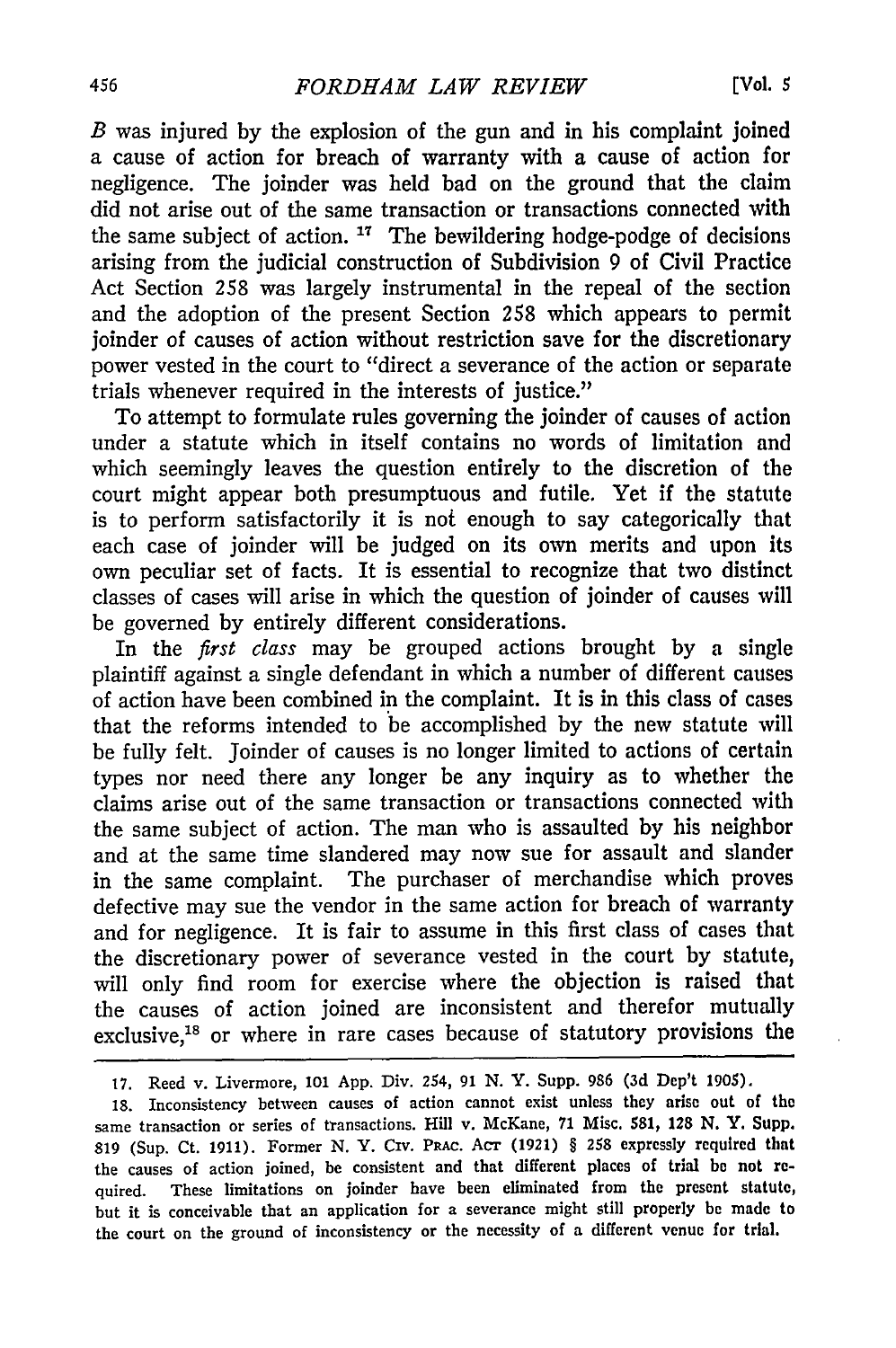*B* was injured by the explosion of the gun and in his complaint joined a cause of action for breach of warranty with a cause of action for negligence. The joinder was held bad on the ground that the claim did not arise out of the same transaction or transactions connected with the same subject of action.[17] The bewildering hodge-podge of decisions arising from the judicial construction of Subdivision 9 of Civil Practice Act Section 258 was largely instrumental in the repeal of the section and the adoption of the present Section 258 which appears to permit joinder of causes of action without restriction save for the discretionary power vested in the court to "direct a severance of the action or separate trials whenever required in the interests of justice."

To attempt to formulate rules governing the joinder of causes of action under a statute which in itself contains no words of limitation and which seemingly leaves the question entirely to the discretion of the court might appear both presumptuous and futile. Yet if the statute is to perform satisfactorily it is not enough to say categorically that each case of joinder will be judged on its own merits and upon its own peculiar set of facts. It is essential to recognize that two distinct classes of cases will arise in which the question of joinder of causes will be governed by entirely different considerations.

In the *first class* may be grouped actions brought by a single plaintiff against a single defendant in which a number of different causes of action have been combined in the complaint. It is in this class of cases that the reforms intended to be accomplished by the new statute will be fully felt. Joinder of causes is no longer limited to actions of certain types nor need there any longer be any inquiry as to whether the claims arise out of the same transaction or transactions connected with the same subject of action. The man who is assaulted by his neighbor and at the same time slandered may now sue for assault and slander in the same complaint. The purchaser of merchandise which proves defective may sue the vendor in the same action for breach of warranty and for negligence. It is fair to assume in this first class of cases that the discretionary power of severance vested in the court by statute, will only find room for exercise where the objection is raised that the causes of action joined are inconsistent and therefor mutually exclusive,[18] or where in rare cases because of statutory provisions the

---

17. Reed v. Livermore, 101 App. Div. 254, 91 N. Y. Supp. 986 (3d Dep't 1905).

18. Inconsistency between causes of action cannot exist unless they arise out of the same transaction or series of transactions. Hill v. McKane, 71 Misc. 581, 128 N. Y. Supp. 819 (Sup. Ct. 1911). Former N. Y. Civ. Prac. Act (1921) § 258 expressly required that the causes of action joined, be consistent and that different places of trial be not required. These limitations on joinder have been eliminated from the present statute, but it is conceivable that an application for a severance might still properly be made to the court on the ground of inconsistency or the necessity of a different venue for trial.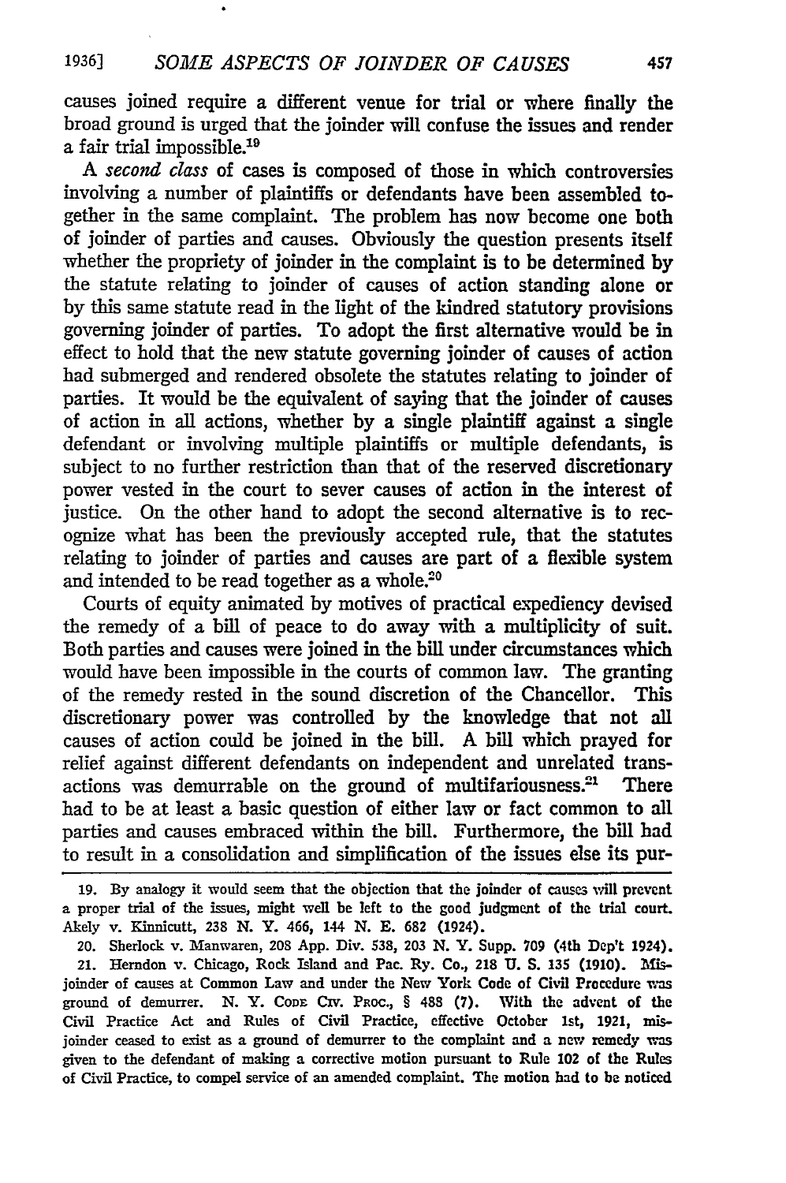causes joined require a different venue for trial or where finally the broad ground is urged that the joinder will confuse the issues and render a fair trial impossible.[19]

A *second class* of cases is composed of those in which controversies involving a number of plaintiffs or defendants have been assembled together in the same complaint. The problem has now become one both of joinder of parties and causes. Obviously the question presents itself whether the propriety of joinder in the complaint is to be determined by the statute relating to joinder of causes of action standing alone or by this same statute read in the light of the kindred statutory provisions governing joinder of parties. To adopt the first alternative would be in effect to hold that the new statute governing joinder of causes of action had submerged and rendered obsolete the statutes relating to joinder of parties. It would be the equivalent of saying that the joinder of causes of action in all actions, whether by a single plaintiff against a single defendant or involving multiple plaintiffs or multiple defendants, is subject to no further restriction than that of the reserved discretionary power vested in the court to sever causes of action in the interest of justice. On the other hand to adopt the second alternative is to recognize what has been the previously accepted rule, that the statutes relating to joinder of parties and causes are part of a flexible system and intended to be read together as a whole.[20]

Courts of equity animated by motives of practical expediency devised the remedy of a bill of peace to do away with a multiplicity of suit. Both parties and causes were joined in the bill under circumstances which would have been impossible in the courts of common law. The granting of the remedy rested in the sound discretion of the Chancellor. This discretionary power was controlled by the knowledge that not all causes of action could be joined in the bill. A bill which prayed for relief against different defendants on independent and unrelated transactions was demurrable on the ground of multifariousness.[21] There had to be at least a basic question of either law or fact common to all parties and causes embraced within the bill. Furthermore, the bill had to result in a consolidation and simplification of the issues else its pur-

---

19. By analogy it would seem that the objection that the joinder of causes will prevent a proper trial of the issues, might well be left to the good judgment of the trial court. Akely v. Kinnicutt, 238 N. Y. 466, 144 N. E. 682 (1924).

20. Sherlock v. Manwaren, 208 App. Div. 538, 203 N. Y. Supp. 709 (4th Dep't 1924).

21. Herndon v. Chicago, Rock Island and Pac. Ry. Co., 218 U. S. 135 (1910). Misjoinder of causes at Common Law and under the New York Code of Civil Procedure was ground of demurrer. N. Y. CODE CIV. PROC., § 488 (7). With the advent of the Civil Practice Act and Rules of Civil Practice, effective October 1st, 1921, misjoinder ceased to exist as a ground of demurrer to the complaint and a new remedy was given to the defendant of making a corrective motion pursuant to Rule 102 of the Rules of Civil Practice, to compel service of an amended complaint. The motion had to be noticed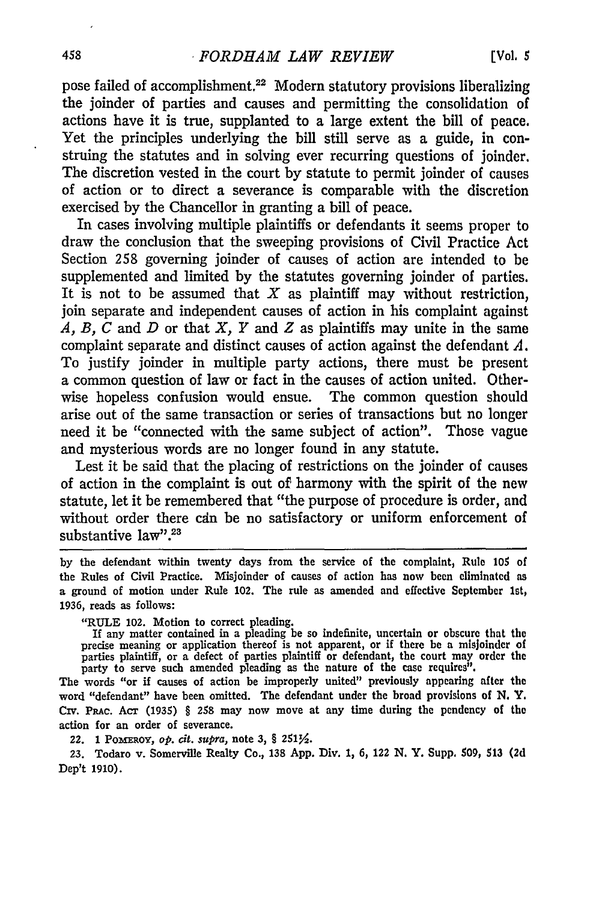pose failed of accomplishment.[22] Modern statutory provisions liberalizing the joinder of parties and causes and permitting the consolidation of actions have it is true, supplanted to a large extent the bill of peace. Yet the principles underlying the bill still serve as a guide, in construing the statutes and in solving ever recurring questions of joinder. The discretion vested in the court by statute to permit joinder of causes of action or to direct a severance is comparable with the discretion exercised by the Chancellor in granting a bill of peace.

In cases involving multiple plaintiffs or defendants it seems proper to draw the conclusion that the sweeping provisions of Civil Practice Act Section 258 governing joinder of causes of action are intended to be supplemented and limited by the statutes governing joinder of parties. It is not to be assumed that *X* as plaintiff may without restriction, join separate and independent causes of action in his complaint against *A*, *B*, *C* and *D* or that *X*, *Y* and *Z* as plaintiffs may unite in the same complaint separate and distinct causes of action against the defendant *A*. To justify joinder in multiple party actions, there must be present a common question of law or fact in the causes of action united. Otherwise hopeless confusion would ensue. The common question should arise out of the same transaction or series of transactions but no longer need it be "connected with the same subject of action". Those vague and mysterious words are no longer found in any statute.

Lest it be said that the placing of restrictions on the joinder of causes of action in the complaint is out of harmony with the spirit of the new statute, let it be remembered that "the purpose of procedure is order, and without order there can be no satisfactory or uniform enforcement of substantive law".[23]

---

by the defendant within twenty days from the service of the complaint, Rule 105 of the Rules of Civil Practice. Misjoinder of causes of action has now been eliminated as a ground of motion under Rule 102. The rule as amended and effective September 1st, 1936, reads as follows:

"RULE 102. Motion to correct pleading.
If any matter contained in a pleading be so indefinite, uncertain or obscure that the precise meaning or application thereof is not apparent, or if there be a misjoinder of parties plaintiff, or a defect of parties plaintiff or defendant, the court may order the party to serve such amended pleading as the nature of the case requires".

The words "or if causes of action be improperly united" previously appearing after the word "defendant" have been omitted. The defendant under the broad provisions of N. Y. Civ. Prac. Act (1935) § 258 may now move at any time during the pendency of the action for an order of severance.

22. 1 Pomeroy, *op. cit. supra*, note 3, § 251½.

23. Todaro v. Somerville Realty Co., 138 App. Div. 1, 6, 122 N. Y. Supp. 509, 513 (2d Dep't 1910).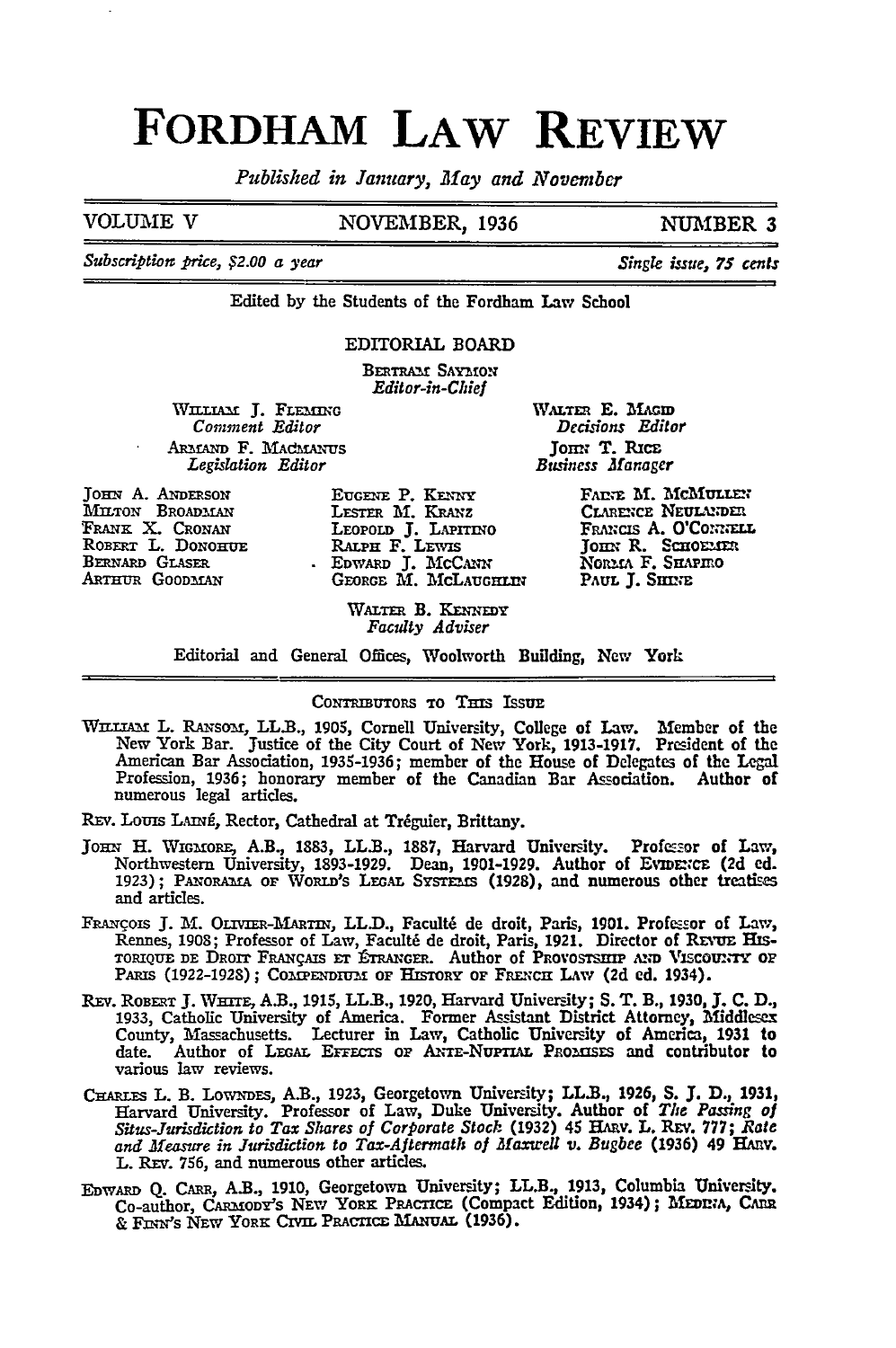# FORDHAM LAW REVIEW

*Published in January, May and November*

| VOLUME V | NOVEMBER, 1936 | NUMBER 3 |
|---|---|---|

*Subscription price, $2.00 a year* — *Single issue, 75 cents*

Edited by the Students of the Fordham Law School

EDITORIAL BOARD

BERTRAM SAYMON
*Editor-in-Chief*

WILLIAM J. FLEMING
*Comment Editor*

WALTER E. MAGID
*Decisions Editor*

ARMAND F. MACMANUS
*Legislation Editor*

JOHN T. RICE
*Business Manager*

| | | |
|---|---|---|
| JOHN A. ANDERSON | EUGENE P. KENNY | FAINE M. MCMULLEN |
| MILTON BROADMAN | LESTER M. KRANZ | CLARENCE NEULANDER |
| FRANK X. CRONAN | LEOPOLD J. LAPITINO | FRANCIS A. O'CONNELL |
| ROBERT L. DONOHUE | RALPH F. LEWIS | JOHN R. SCHOEMER |
| BERNARD GLASER | EDWARD J. MCCANN | NORMA F. SHAPIRO |
| ARTHUR GOODMAN | GEORGE M. MCLAUGHLIN | PAUL J. SHINE |

WALTER B. KENNEDY
*Faculty Adviser*

Editorial and General Offices, Woolworth Building, New York

CONTRIBUTORS TO THIS ISSUE

WILLIAM L. RANSOM, LL.B., 1905, Cornell University, College of Law. Member of the New York Bar. Justice of the City Court of New York, 1913-1917. President of the American Bar Association, 1935-1936; member of the House of Delegates of the Legal Profession, 1936; honorary member of the Canadian Bar Association. Author of numerous legal articles.

REV. LOUIS LAINÉ, Rector, Cathedral at Tréguier, Brittany.

JOHN H. WIGMORE, A.B., 1883, LL.B., 1887, Harvard University. Professor of Law, Northwestern University, 1893-1929. Dean, 1901-1929. Author of EVIDENCE (2d ed. 1923); PANORAMA OF WORLD'S LEGAL SYSTEMS (1928), and numerous other treatises and articles.

FRANÇOIS J. M. OLIVIER-MARTIN, LL.D., Faculté de droit, Paris, 1901. Professor of Law, Rennes, 1908; Professor of Law, Faculté de droit, Paris, 1921. Director of REVUE HISTORIQUE DE DROIT FRANÇAIS ET ÉTRANGER. Author of PROVOSTSHIP AND VISCOUNTY OF PARIS (1922-1928); COMPENDIUM OF HISTORY OF FRENCH LAW (2d ed. 1934).

REV. ROBERT J. WHITE, A.B., 1915, LL.B., 1920, Harvard University; S. T. B., 1930, J. C. D., 1933, Catholic University of America. Former Assistant District Attorney, Middlesex County, Massachusetts. Lecturer in Law, Catholic University of America, 1931 to date. Author of LEGAL EFFECTS OF ANTE-NUPTIAL PROMISES and contributor to various law reviews.

CHARLES L. B. LOWNDES, A.B., 1923, Georgetown University; LL.B., 1926, S. J. D., 1931, Harvard University. Professor of Law, Duke University. Author of *The Passing of Situs-Jurisdiction to Tax Shares of Corporate Stock* (1932) 45 HARV. L. REV. 777; *Rate and Measure in Jurisdiction to Tax-Aftermath of Maxwell v. Bugbee* (1936) 49 HARV. L. REV. 756, and numerous other articles.

EDWARD Q. CARR, A.B., 1910, Georgetown University; LL.B., 1913, Columbia University. Co-author, CARMODY'S NEW YORK PRACTICE (Compact Edition, 1934); MEDINA, CARR & FINN'S NEW YORK CIVIL PRACTICE MANUAL (1936).